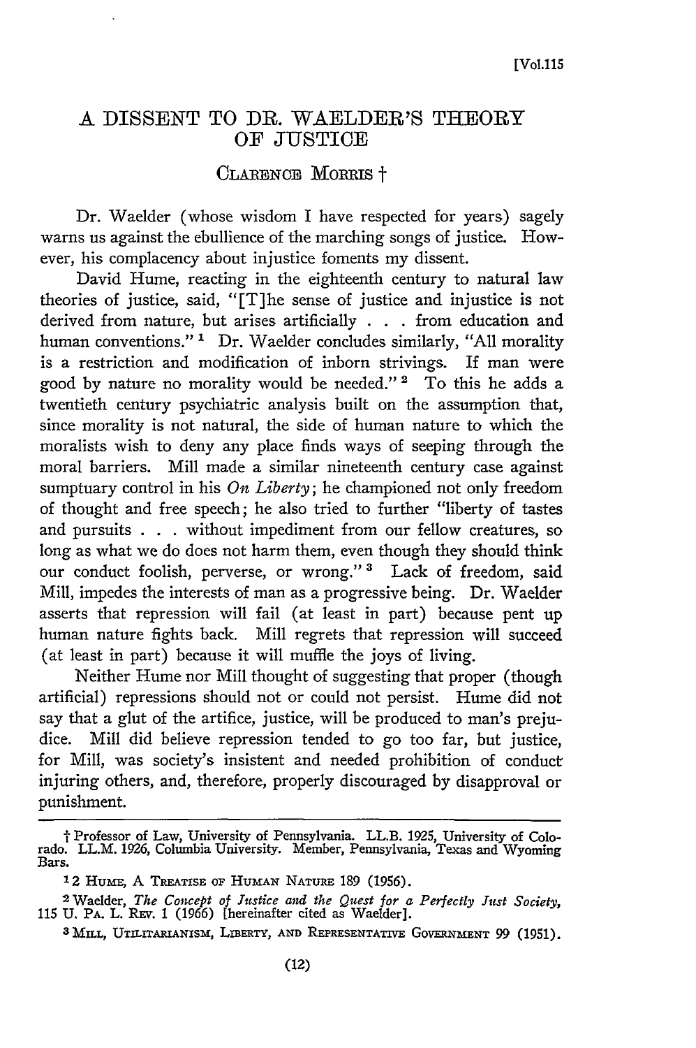# A DISSENT TO DR. WAELDER'S THEORY OF JUSTICE

CLARENCE MORRIS †

Dr. Waelder (whose wisdom I have respected for years) sagely warns us against the ebullience of the marching songs of justice. However, his complacency about injustice foments my dissent.

David Hume, reacting in the eighteenth century to natural law theories of justice, said, "[T]he sense of justice and injustice is not derived from nature, but arises artificially . . . from education and human conventions." [1] Dr. Waelder concludes similarly, "All morality is a restriction and modification of inborn strivings. If man were good by nature no morality would be needed." [2] To this he adds a twentieth century psychiatric analysis built on the assumption that, since morality is not natural, the side of human nature to which the moralists wish to deny any place finds ways of seeping through the moral barriers. Mill made a similar nineteenth century case against sumptuary control in his *On Liberty*; he championed not only freedom of thought and free speech; he also tried to further "liberty of tastes and pursuits . . . without impediment from our fellow creatures, so long as what we do does not harm them, even though they should think our conduct foolish, perverse, or wrong." [3] Lack of freedom, said Mill, impedes the interests of man as a progressive being. Dr. Waelder asserts that repression will fail (at least in part) because pent up human nature fights back. Mill regrets that repression will succeed (at least in part) because it will muffle the joys of living.

Neither Hume nor Mill thought of suggesting that proper (though artificial) repressions should not or could not persist. Hume did not say that a glut of the artifice, justice, will be produced to man's prejudice. Mill did believe repression tended to go too far, but justice, for Mill, was society's insistent and needed prohibition of conduct injuring others, and, therefore, properly discouraged by disapproval or punishment.

---

† Professor of Law, University of Pennsylvania. LL.B. 1925, University of Colorado. LL.M. 1926, Columbia University. Member, Pennsylvania, Texas and Wyoming Bars.

[1] 2 HUME, A TREATISE OF HUMAN NATURE 189 (1956).

[2] Waelder, *The Concept of Justice and the Quest for a Perfectly Just Society*, 115 U. PA. L. REV. 1 (1966) [hereinafter cited as Waelder].

[3] MILL, UTILITARIANISM, LIBERTY, AND REPRESENTATIVE GOVERNMENT 99 (1951).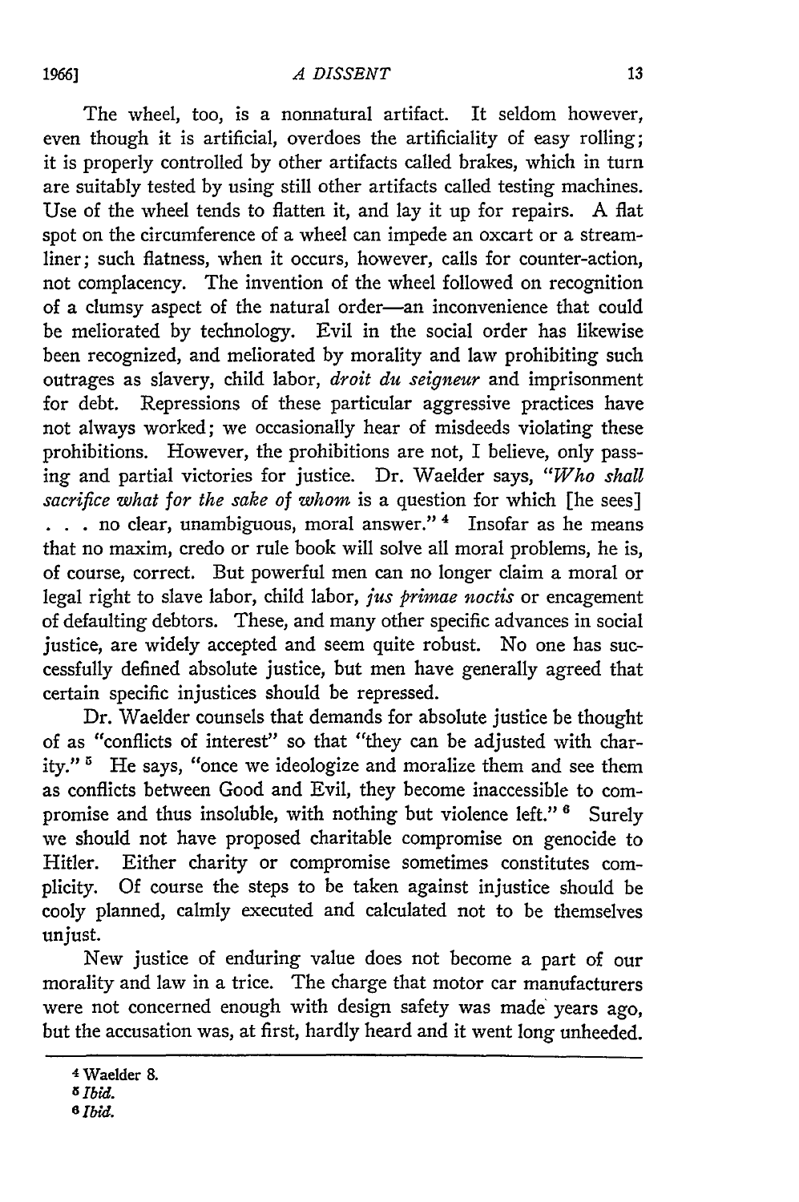The wheel, too, is a nonnatural artifact. It seldom however, even though it is artificial, overdoes the artificiality of easy rolling; it is properly controlled by other artifacts called brakes, which in turn are suitably tested by using still other artifacts called testing machines. Use of the wheel tends to flatten it, and lay it up for repairs. A flat spot on the circumference of a wheel can impede an oxcart or a streamliner; such flatness, when it occurs, however, calls for counter-action, not complacency. The invention of the wheel followed on recognition of a clumsy aspect of the natural order—an inconvenience that could be meliorated by technology. Evil in the social order has likewise been recognized, and meliorated by morality and law prohibiting such outrages as slavery, child labor, *droit du seigneur* and imprisonment for debt. Repressions of these particular aggressive practices have not always worked; we occasionally hear of misdeeds violating these prohibitions. However, the prohibitions are not, I believe, only passing and partial victories for justice. Dr. Waelder says, "*Who shall sacrifice what for the sake of whom* is a question for which [he sees] . . . no clear, unambiguous, moral answer."[4] Insofar as he means that no maxim, credo or rule book will solve all moral problems, he is, of course, correct. But powerful men can no longer claim a moral or legal right to slave labor, child labor, *jus primae noctis* or encagement of defaulting debtors. These, and many other specific advances in social justice, are widely accepted and seem quite robust. No one has successfully defined absolute justice, but men have generally agreed that certain specific injustices should be repressed.

Dr. Waelder counsels that demands for absolute justice be thought of as "conflicts of interest" so that "they can be adjusted with charity."[5] He says, "once we ideologize and moralize them and see them as conflicts between Good and Evil, they become inaccessible to compromise and thus insoluble, with nothing but violence left."[6] Surely we should not have proposed charitable compromise on genocide to Hitler. Either charity or compromise sometimes constitutes complicity. Of course the steps to be taken against injustice should be cooly planned, calmly executed and calculated not to be themselves unjust.

New justice of enduring value does not become a part of our morality and law in a trice. The charge that motor car manufacturers were not concerned enough with design safety was made years ago, but the accusation was, at first, hardly heard and it went long unheeded.

---

[4] Waelder 8.

[5] *Ibid.*

[6] *Ibid.*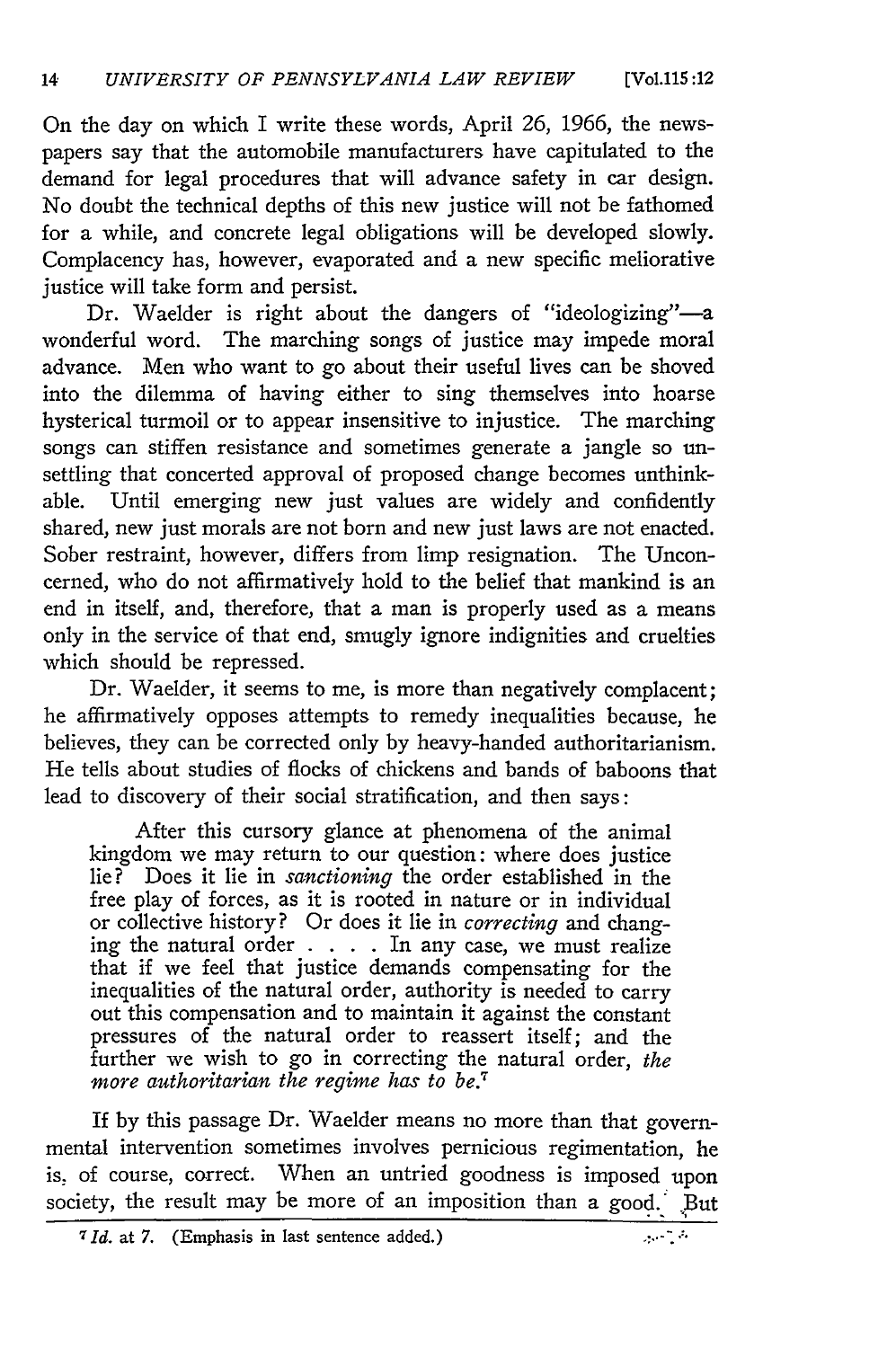On the day on which I write these words, April 26, 1966, the newspapers say that the automobile manufacturers have capitulated to the demand for legal procedures that will advance safety in car design. No doubt the technical depths of this new justice will not be fathomed for a while, and concrete legal obligations will be developed slowly. Complacency has, however, evaporated and a new specific meliorative justice will take form and persist.

Dr. Waelder is right about the dangers of "ideologizing"—a wonderful word. The marching songs of justice may impede moral advance. Men who want to go about their useful lives can be shoved into the dilemma of having either to sing themselves into hoarse hysterical turmoil or to appear insensitive to injustice. The marching songs can stiffen resistance and sometimes generate a jangle so unsettling that concerted approval of proposed change becomes unthinkable. Until emerging new just values are widely and confidently shared, new just morals are not born and new just laws are not enacted. Sober restraint, however, differs from limp resignation. The Unconcerned, who do not affirmatively hold to the belief that mankind is an end in itself, and, therefore, that a man is properly used as a means only in the service of that end, smugly ignore indignities and cruelties which should be repressed.

Dr. Waelder, it seems to me, is more than negatively complacent; he affirmatively opposes attempts to remedy inequalities because, he believes, they can be corrected only by heavy-handed authoritarianism. He tells about studies of flocks of chickens and bands of baboons that lead to discovery of their social stratification, and then says:

> After this cursory glance at phenomena of the animal kingdom we may return to our question: where does justice lie? Does it lie in *sanctioning* the order established in the free play of forces, as it is rooted in nature or in individual or collective history? Or does it lie in *correcting* and changing the natural order . . . . In any case, we must realize that if we feel that justice demands compensating for the inequalities of the natural order, authority is needed to carry out this compensation and to maintain it against the constant pressures of the natural order to reassert itself; and the further we wish to go in correcting the natural order, *the more authoritarian the regime has to be.*[7]

If by this passage Dr. Waelder means no more than that governmental intervention sometimes involves pernicious regimentation, he is, of course, correct. When an untried goodness is imposed upon society, the result may be more of an imposition than a good. But

[7] *Id.* at 7. (Emphasis in last sentence added.)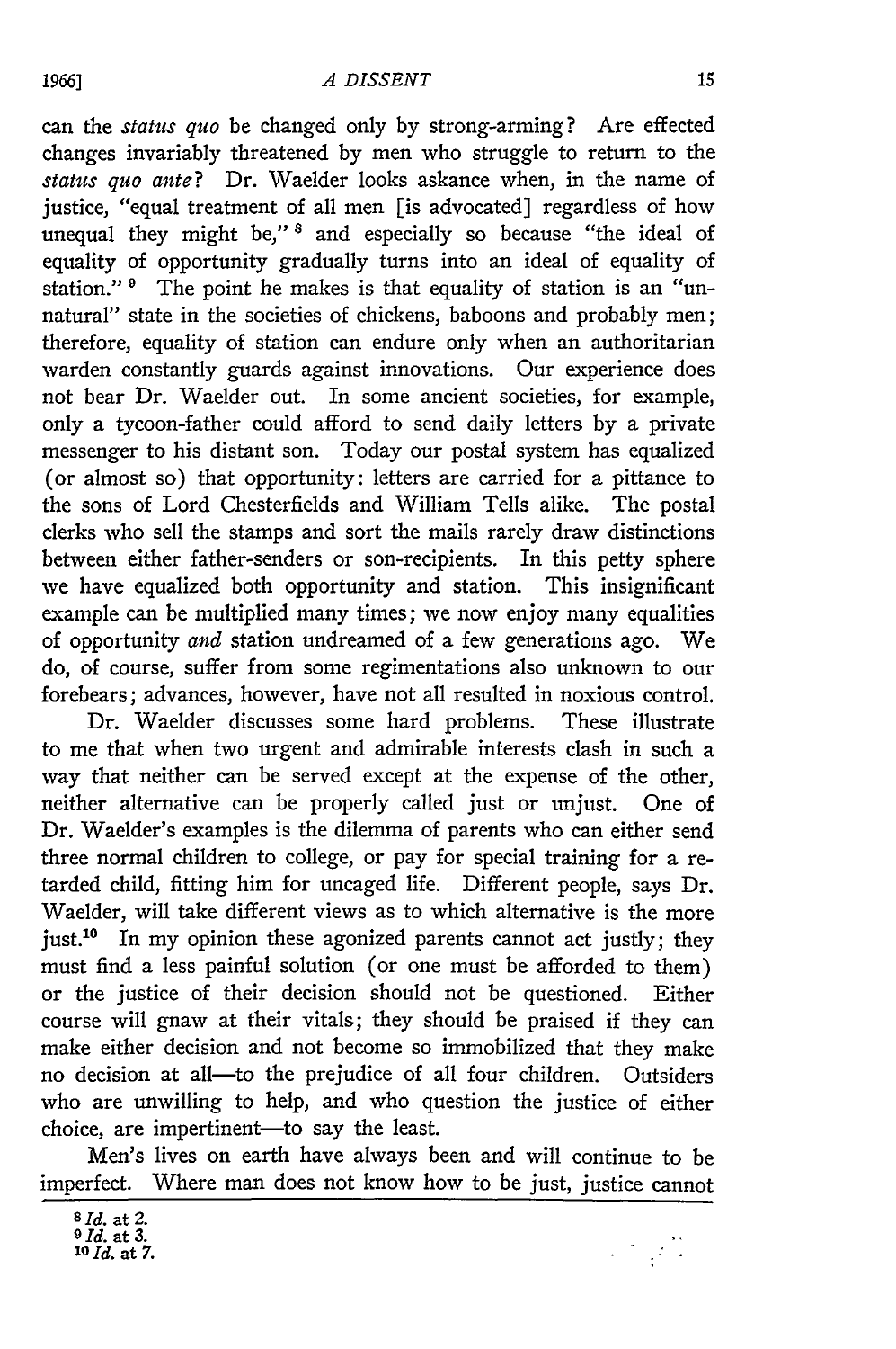can the *status quo* be changed only by strong-arming? Are effected changes invariably threatened by men who struggle to return to the *status quo ante*? Dr. Waelder looks askance when, in the name of justice, "equal treatment of all men [is advocated] regardless of how unequal they might be,"[8] and especially so because "the ideal of equality of opportunity gradually turns into an ideal of equality of station."[9] The point he makes is that equality of station is an "unnatural" state in the societies of chickens, baboons and probably men; therefore, equality of station can endure only when an authoritarian warden constantly guards against innovations. Our experience does not bear Dr. Waelder out. In some ancient societies, for example, only a tycoon-father could afford to send daily letters by a private messenger to his distant son. Today our postal system has equalized (or almost so) that opportunity: letters are carried for a pittance to the sons of Lord Chesterfields and William Tells alike. The postal clerks who sell the stamps and sort the mails rarely draw distinctions between either father-senders or son-recipients. In this petty sphere we have equalized both opportunity and station. This insignificant example can be multiplied many times; we now enjoy many equalities of opportunity *and* station undreamed of a few generations ago. We do, of course, suffer from some regimentations also unknown to our forebears; advances, however, have not all resulted in noxious control.

Dr. Waelder discusses some hard problems. These illustrate to me that when two urgent and admirable interests clash in such a way that neither can be served except at the expense of the other, neither alternative can be properly called just or unjust. One of Dr. Waelder's examples is the dilemma of parents who can either send three normal children to college, or pay for special training for a retarded child, fitting him for uncaged life. Different people, says Dr. Waelder, will take different views as to which alternative is the more just.[10] In my opinion these agonized parents cannot act justly; they must find a less painful solution (or one must be afforded to them) or the justice of their decision should not be questioned. Either course will gnaw at their vitals; they should be praised if they can make either decision and not become so immobilized that they make no decision at all—to the prejudice of all four children. Outsiders who are unwilling to help, and who question the justice of either choice, are impertinent—to say the least.

Men's lives on earth have always been and will continue to be imperfect. Where man does not know how to be just, justice cannot

---

[8] *Id.* at 2.

[9] *Id.* at 3.

[10] *Id.* at 7.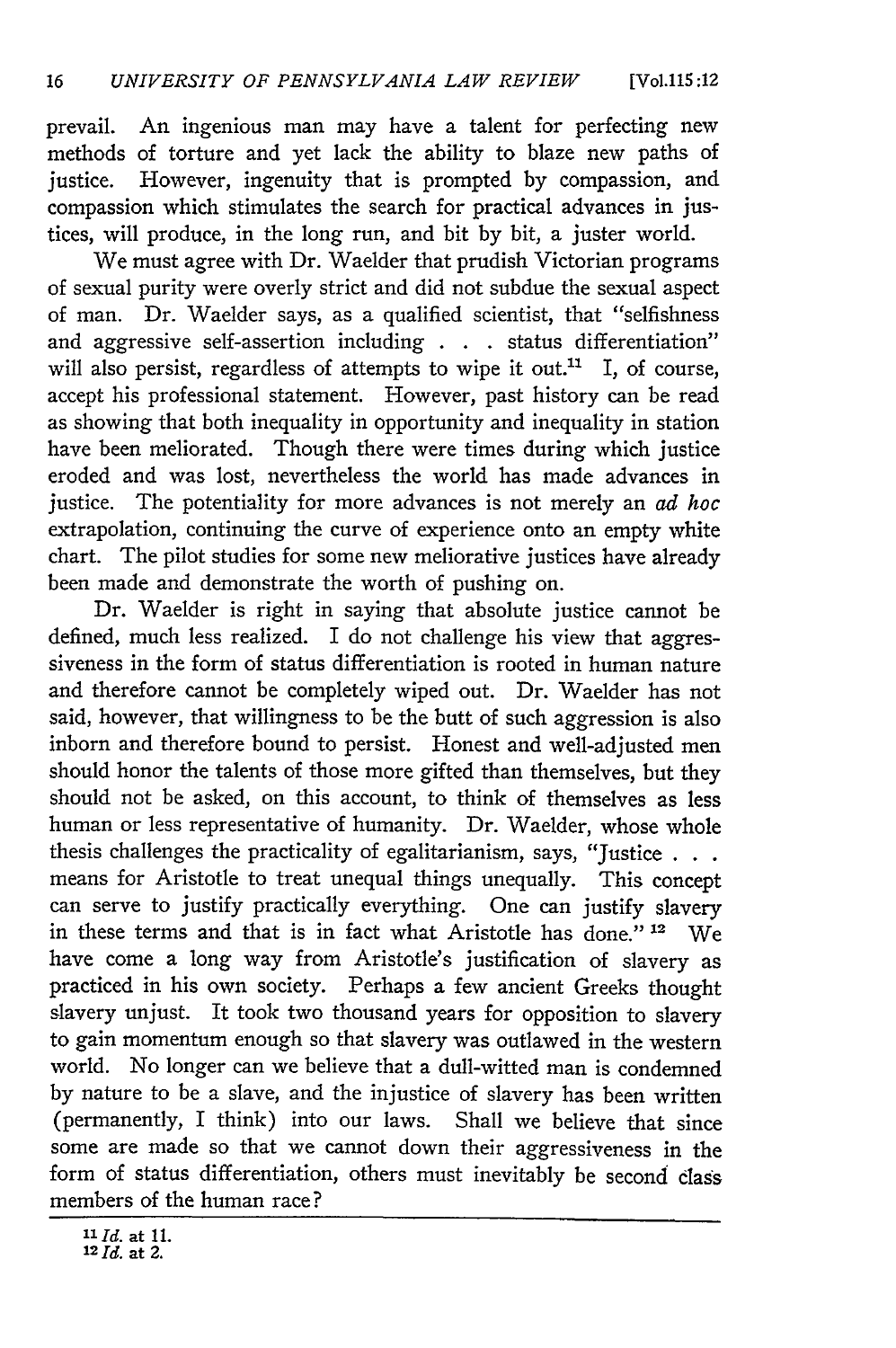prevail. An ingenious man may have a talent for perfecting new methods of torture and yet lack the ability to blaze new paths of justice. However, ingenuity that is prompted by compassion, and compassion which stimulates the search for practical advances in justices, will produce, in the long run, and bit by bit, a juster world.

We must agree with Dr. Waelder that prudish Victorian programs of sexual purity were overly strict and did not subdue the sexual aspect of man. Dr. Waelder says, as a qualified scientist, that "selfishness and aggressive self-assertion including . . . status differentiation" will also persist, regardless of attempts to wipe it out.[11] I, of course, accept his professional statement. However, past history can be read as showing that both inequality in opportunity and inequality in station have been meliorated. Though there were times during which justice eroded and was lost, nevertheless the world has made advances in justice. The potentiality for more advances is not merely an *ad hoc* extrapolation, continuing the curve of experience onto an empty white chart. The pilot studies for some new meliorative justices have already been made and demonstrate the worth of pushing on.

Dr. Waelder is right in saying that absolute justice cannot be defined, much less realized. I do not challenge his view that aggressiveness in the form of status differentiation is rooted in human nature and therefore cannot be completely wiped out. Dr. Waelder has not said, however, that willingness to be the butt of such aggression is also inborn and therefore bound to persist. Honest and well-adjusted men should honor the talents of those more gifted than themselves, but they should not be asked, on this account, to think of themselves as less human or less representative of humanity. Dr. Waelder, whose whole thesis challenges the practicality of egalitarianism, says, "Justice . . . means for Aristotle to treat unequal things unequally. This concept can serve to justify practically everything. One can justify slavery in these terms and that is in fact what Aristotle has done."[12] We have come a long way from Aristotle's justification of slavery as practiced in his own society. Perhaps a few ancient Greeks thought slavery unjust. It took two thousand years for opposition to slavery to gain momentum enough so that slavery was outlawed in the western world. No longer can we believe that a dull-witted man is condemned by nature to be a slave, and the injustice of slavery has been written (permanently, I think) into our laws. Shall we believe that since some are made so that we cannot down their aggressiveness in the form of status differentiation, others must inevitably be second class members of the human race?

[11] *Id.* at 11.
[12] *Id.* at 2.